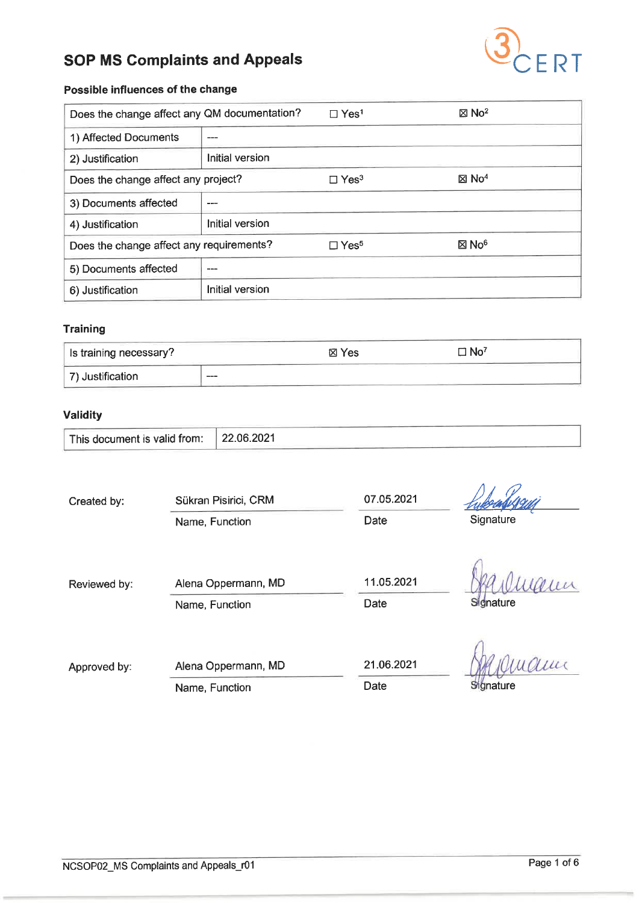# SOP MS Complaints and Approvals

## Possible influences of the change

| Does the change affect any QM documentation? | ☐ Yes[1] | ☒ No[2] |
|---|---|---|
| 1) Affected Documents | --- | |
| 2) Justification | Initial version | |
| **Does the change affect any project?** | ☐ Yes[3] | ☒ No[4] |
| 3) Documents affected | --- | |
| 4) Justification | Initial version | |
| **Does the change affect any requirements?** | ☐ Yes[5] | ☒ No[6] |
| 5) Documents affected | --- | |
| 6) Justification | Initial version | |

## Training

| Is training necessary? | ☒ Yes | ☐ No[7] |
|---|---|---|
| 7) Justification | --- | |

## Validity

| This document is valid from: | 22.06.2021 |
|---|---|

| | Name, Function | Date | Signature |
|---|---|---|---|
| Created by: | Sükran Pisirici, CRM | 07.05.2021 | [signature] |
| Reviewed by: | Alena Oppermann, MD | 11.05.2021 | [signature] |
| Approved by: | Alena Oppermann, MD | 21.06.2021 | [signature] |

NCSOP02_MS Complaints and Appeals_r01

# SOP MS Complaints and Appeals

## Possible influences of the change

| Does the change affect any QM documentation? | ☐ Yes[1] | ☒ No[2] |
|---|---|---|
| 1) Affected Documents | --- | |
| 2) Justification | Initial version | |
| Does the change affect any project? | ☐ Yes[3] | ☒ No[4] |
| 3) Documents affected | --- | |
| 4) Justification | Initial version | |
| Does the change affect any requirements? | ☐ Yes[5] | ☒ No[6] |
| 5) Documents affected | --- | |
| 6) Justification | Initial version | |

## Training

| Is training necessary? | ☒ Yes | ☐ No[7] |
|---|---|---|
| 7) Justification | --- | |

## Validity

| This document is valid from: | 22.06.2021 |
|---|---|

| | Name, Function | Date | Signature |
|---|---|---|---|
| Created by: | Sükran Pisirici, CRM | 07.05.2021 | [signature] |
| Reviewed by: | Alena Oppermann, MD | 11.05.2021 | [signature] |
| Approved by: | Alena Oppermann, MD | 21.06.2021 | [signature] |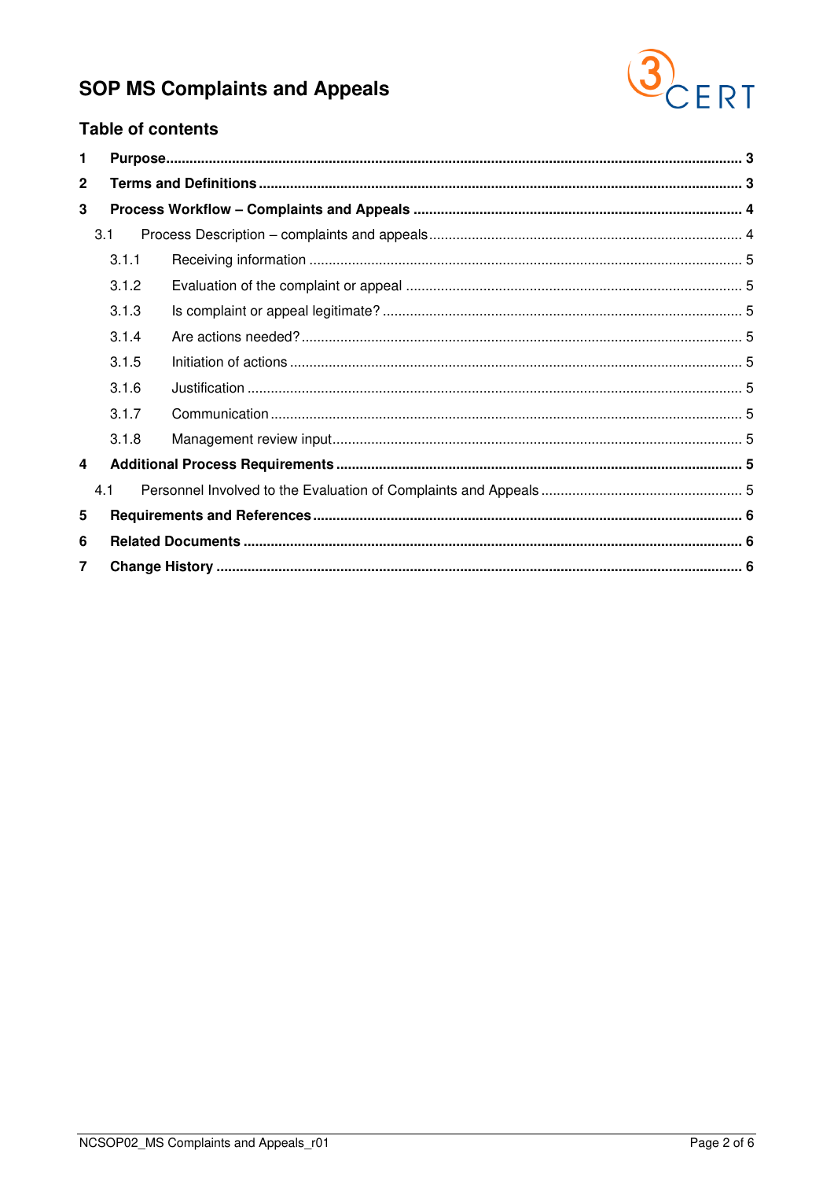# SOP MS Complaints and Appeals

## Table of contents

**1 Purpose** ..... 3

**2 Terms and Definitions** ..... 3

**3 Process Workflow – Complaints and Appeals** ..... 4

- 3.1 Process Description – complaints and appeals ..... 4
  - 3.1.1 Receiving information ..... 5
  - 3.1.2 Evaluation of the complaint or appeal ..... 5
  - 3.1.3 Is complaint or appeal legitimate? ..... 5
  - 3.1.4 Are actions needed? ..... 5
  - 3.1.5 Initiation of actions ..... 5
  - 3.1.6 Justification ..... 5
  - 3.1.7 Communication ..... 5
  - 3.1.8 Management review input ..... 5

**4 Additional Process Requirements** ..... 5

- 4.1 Personnel Involved to the Evaluation of Complaints and Appeals ..... 5

**5 Requirements and References** ..... 6

**6 Related Documents** ..... 6

**7 Change History** ..... 6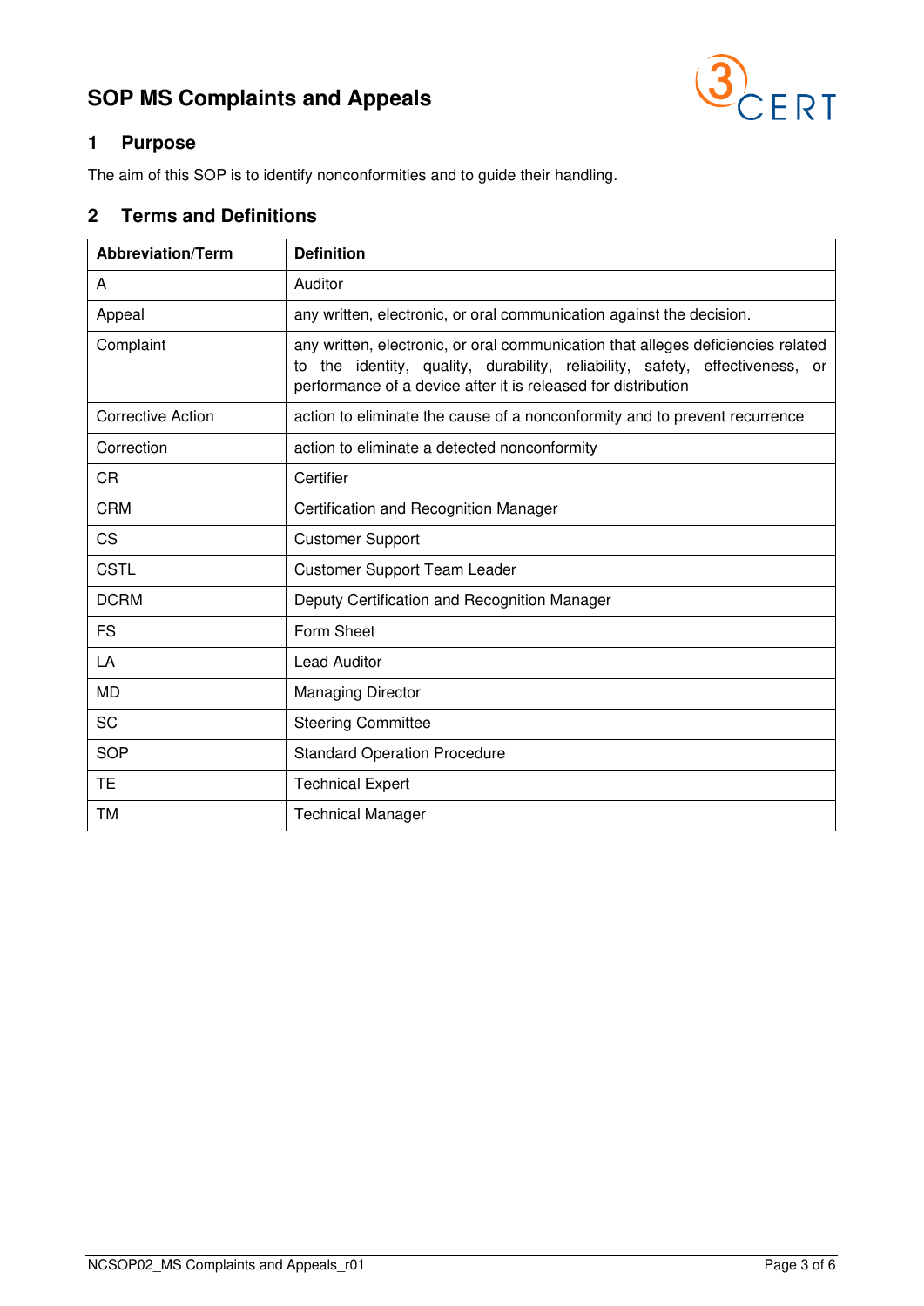# SOP MS Complaints and Appeals

## 1 Purpose

The aim of this SOP is to identify nonconformities and to guide their handling.

## 2 Terms and Definitions

| Abbreviation/Term | Definition |
|---|---|
| A | Auditor |
| Appeal | any written, electronic, or oral communication against the decision. |
| Complaint | any written, electronic, or oral communication that alleges deficiencies related to the identity, quality, durability, reliability, safety, effectiveness, or performance of a device after it is released for distribution |
| Corrective Action | action to eliminate the cause of a nonconformity and to prevent recurrence |
| Correction | action to eliminate a detected nonconformity |
| CR | Certifier |
| CRM | Certification and Recognition Manager |
| CS | Customer Support |
| CSTL | Customer Support Team Leader |
| DCRM | Deputy Certification and Recognition Manager |
| FS | Form Sheet |
| LA | Lead Auditor |
| MD | Managing Director |
| SC | Steering Committee |
| SOP | Standard Operation Procedure |
| TE | Technical Expert |
| TM | Technical Manager |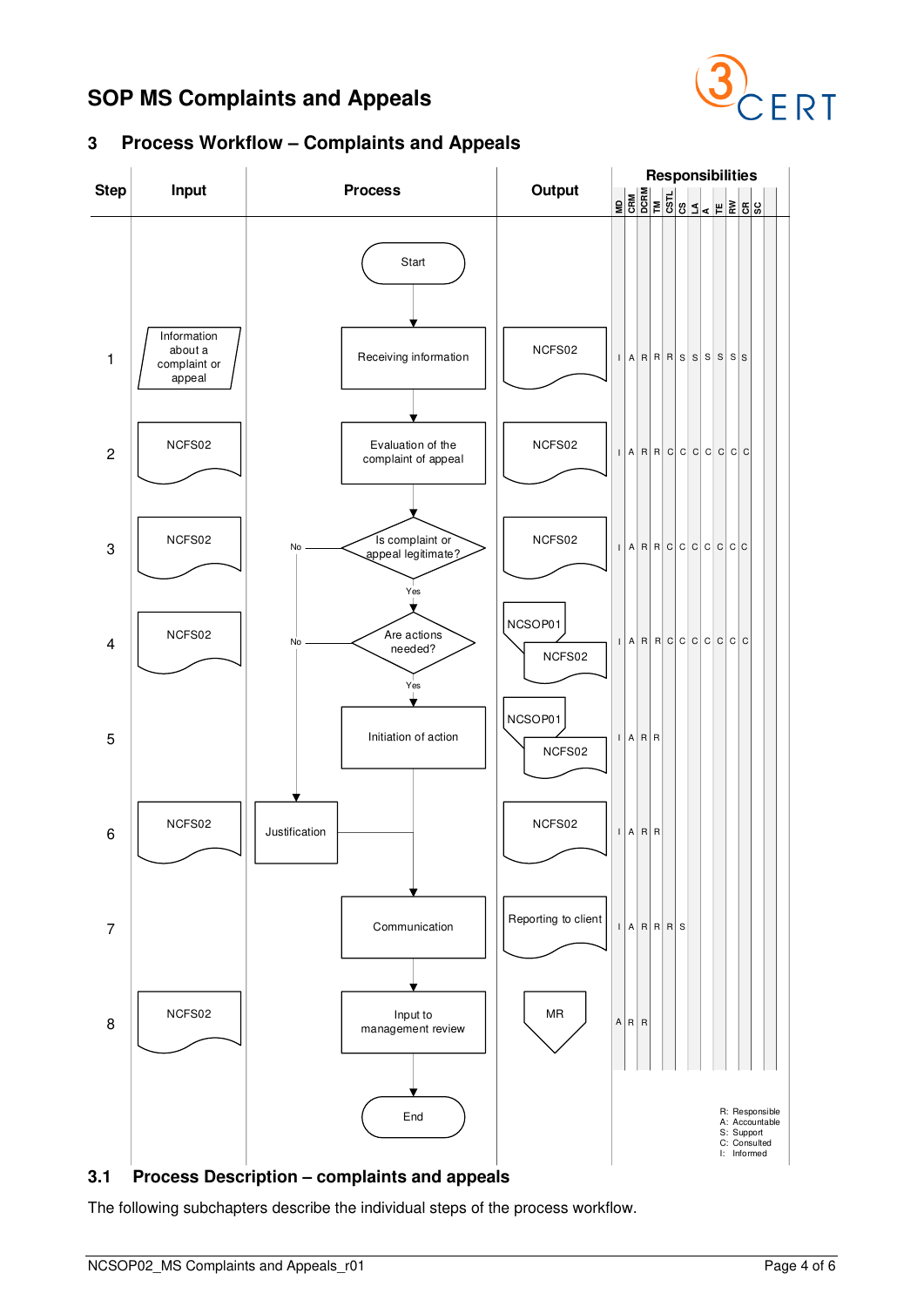## 3 Process Workflow – Complaints and Appeals

| Step | Input | Process | Output | MD | CRM | DCRM | TM | CSTL | CS | LA | A | TE | RW | CR | SC |
|---|---|---|---|---|---|---|---|---|---|---|---|---|---|---|---|
| | | Start | | | | | | | | | | | | | |
| 1 | Information about a complaint or appeal | Receiving information | NCFS02 | I | A | R | R | R | S | S | S | S | S | S | |
| 2 | NCFS02 | Evaluation of the complaint of appeal | NCFS02 | I | A | R | R | C | C | C | C | C | C | C | |
| 3 | NCFS02 | Is complaint or appeal legitimate? (Yes → step 4; No → step 6) | NCFS02 | I | A | R | R | C | C | C | C | C | C | C | |
| 4 | NCFS02 | Are actions needed? (Yes → step 5; No → step 6) | NCSOP01, NCFS02 | I | A | R | R | C | C | C | C | C | C | C | |
| 5 | | Initiation of action | NCSOP01, NCFS02 | I | A | R | R | | | | | | | | |
| 6 | NCFS02 | Justification | NCFS02 | I | A | R | | | | | | | | | |
| 7 | | Communication | Reporting to client | I | A | R | R | R | S | | | | | | |
| 8 | NCFS02 | Input to management review | MR | A | R | R | | | | | | | | | |
| | | End | | | | | | | | | | | | | |

R: Responsible
A: Accountable
S: Support
C: Consulted
I: Informed

### 3.1 Process Description – complaints and appeals

The following subchapters describe the individual steps of the process workflow.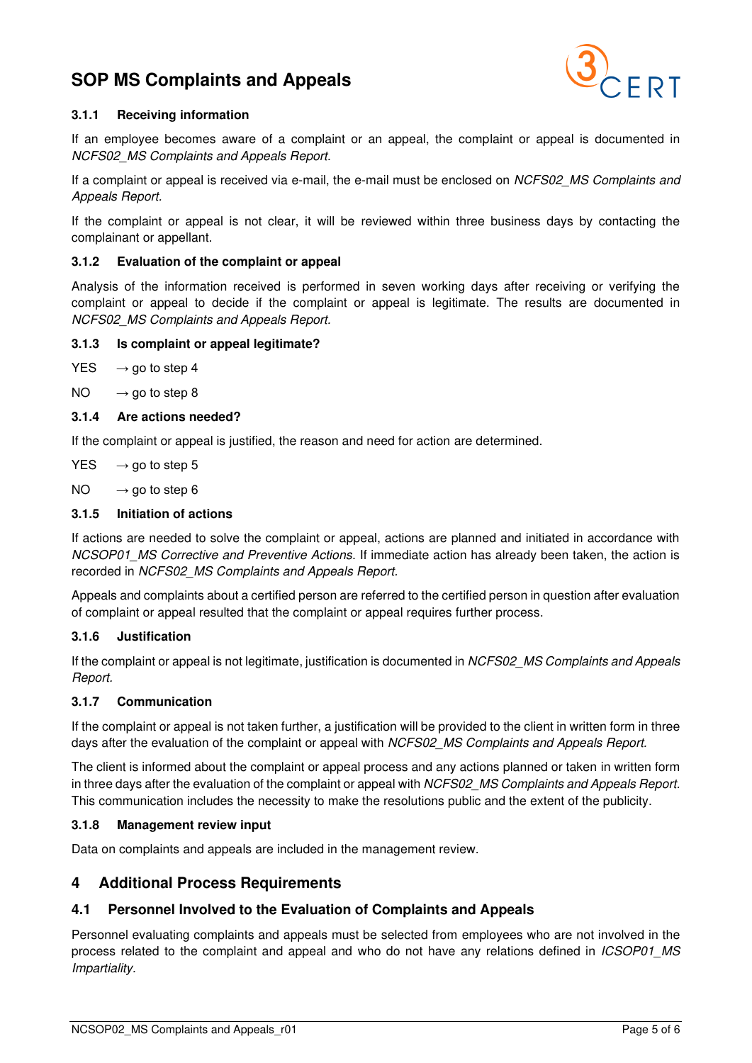#### 3.1.1 Receiving information

If an employee becomes aware of a complaint or an appeal, the complaint or appeal is documented in *NCFS02_MS Complaints and Appeals Report.*

If a complaint or appeal is received via e-mail, the e-mail must be enclosed on *NCFS02_MS Complaints and Appeals Report.*

If the complaint or appeal is not clear, it will be reviewed within three business days by contacting the complainant or appellant.

#### 3.1.2 Evaluation of the complaint or appeal

Analysis of the information received is performed in seven working days after receiving or verifying the complaint or appeal to decide if the complaint or appeal is legitimate. The results are documented in *NCFS02_MS Complaints and Appeals Report.*

#### 3.1.3 Is complaint or appeal legitimate?

YES → go to step 4

NO → go to step 8

#### 3.1.4 Are actions needed?

If the complaint or appeal is justified, the reason and need for action are determined.

YES → go to step 5

NO → go to step 6

#### 3.1.5 Initiation of actions

If actions are needed to solve the complaint or appeal, actions are planned and initiated in accordance with *NCSOP01_MS Corrective and Preventive Actions*. If immediate action has already been taken, the action is recorded in *NCFS02_MS Complaints and Appeals Report.*

Appeals and complaints about a certified person are referred to the certified person in question after evaluation of complaint or appeal resulted that the complaint or appeal requires further process.

#### 3.1.6 Justification

If the complaint or appeal is not legitimate, justification is documented in *NCFS02_MS Complaints and Appeals Report.*

#### 3.1.7 Communication

If the complaint or appeal is not taken further, a justification will be provided to the client in written form in three days after the evaluation of the complaint or appeal with *NCFS02_MS Complaints and Appeals Report.*

The client is informed about the complaint or appeal process and any actions planned or taken in written form in three days after the evaluation of the complaint or appeal with *NCFS02_MS Complaints and Appeals Report.* This communication includes the necessity to make the resolutions public and the extent of the publicity.

#### 3.1.8 Management review input

Data on complaints and appeals are included in the management review.

## 4 Additional Process Requirements

### 4.1 Personnel Involved to the Evaluation of Complaints and Appeals

Personnel evaluating complaints and appeals must be selected from employees who are not involved in the process related to the complaint and appeal and who do not have any relations defined in *ICSOP01_MS Impartiality.*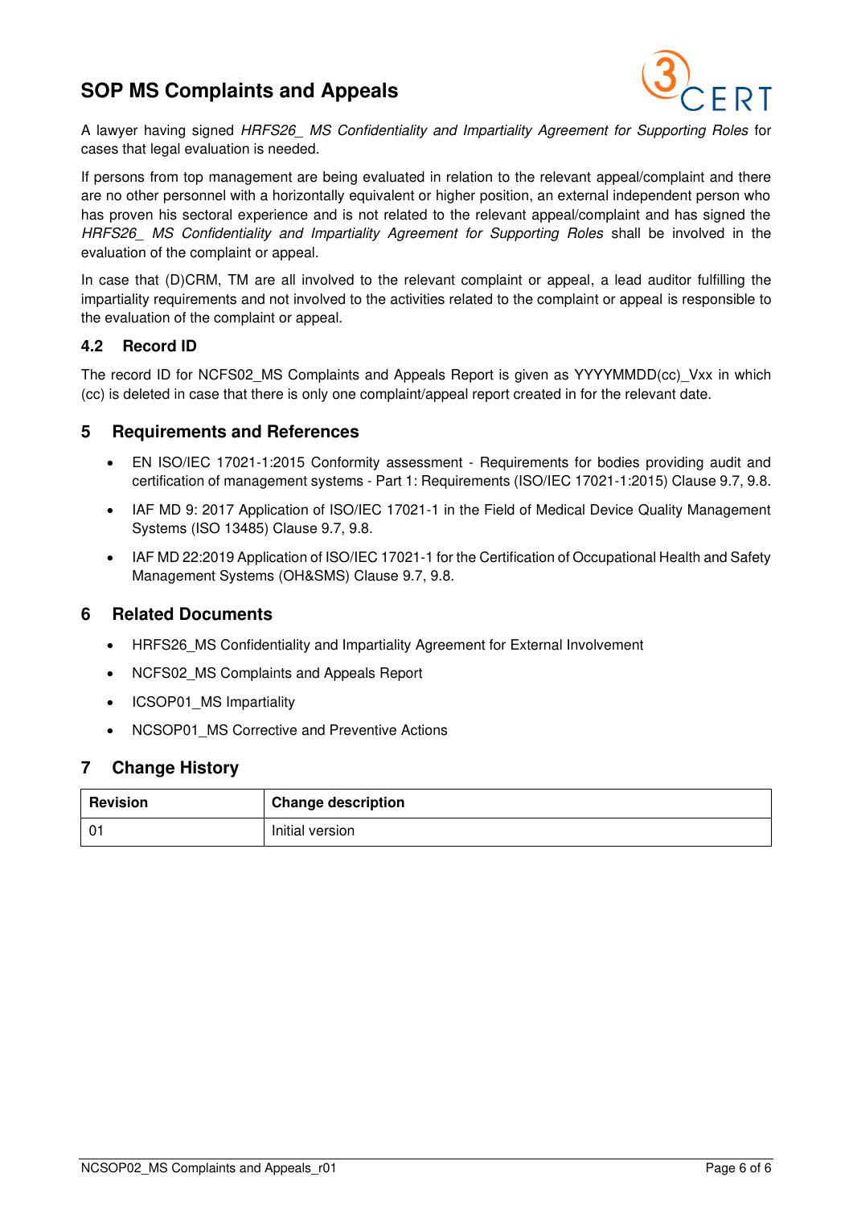A lawyer having signed *HRFS26_ MS Confidentiality and Impartiality Agreement for Supporting Roles* for cases that legal evaluation is needed.

If persons from top management are being evaluated in relation to the relevant appeal/complaint and there are no other personnel with a horizontally equivalent or higher position, an external independent person who has proven his sectoral experience and is not related to the relevant appeal/complaint and has signed the *HRFS26_ MS Confidentiality and Impartiality Agreement for Supporting Roles* shall be involved in the evaluation of the complaint or appeal.

In case that (D)CRM, TM are all involved to the relevant complaint or appeal, a lead auditor fulfilling the impartiality requirements and not involved to the activities related to the complaint or appeal is responsible to the evaluation of the complaint or appeal.

### 4.2 Record ID

The record ID for NCFS02_MS Complaints and Appeals Report is given as YYYYMMDD(cc)_Vxx in which (cc) is deleted in case that there is only one complaint/appeal report created in for the relevant date.

## 5 Requirements and References

- EN ISO/IEC 17021-1:2015 Conformity assessment - Requirements for bodies providing audit and certification of management systems - Part 1: Requirements (ISO/IEC 17021-1:2015) Clause 9.7, 9.8.
- IAF MD 9: 2017 Application of ISO/IEC 17021-1 in the Field of Medical Device Quality Management Systems (ISO 13485) Clause 9.7, 9.8.
- IAF MD 22:2019 Application of ISO/IEC 17021-1 for the Certification of Occupational Health and Safety Management Systems (OH&SMS) Clause 9.7, 9.8.

## 6 Related Documents

- HRFS26_MS Confidentiality and Impartiality Agreement for External Involvement
- NCFS02_MS Complaints and Appeals Report
- ICSOP01_MS Impartiality
- NCSOP01_MS Corrective and Preventive Actions

## 7 Change History

| Revision | Change description |
| --- | --- |
| 01 | Initial version |